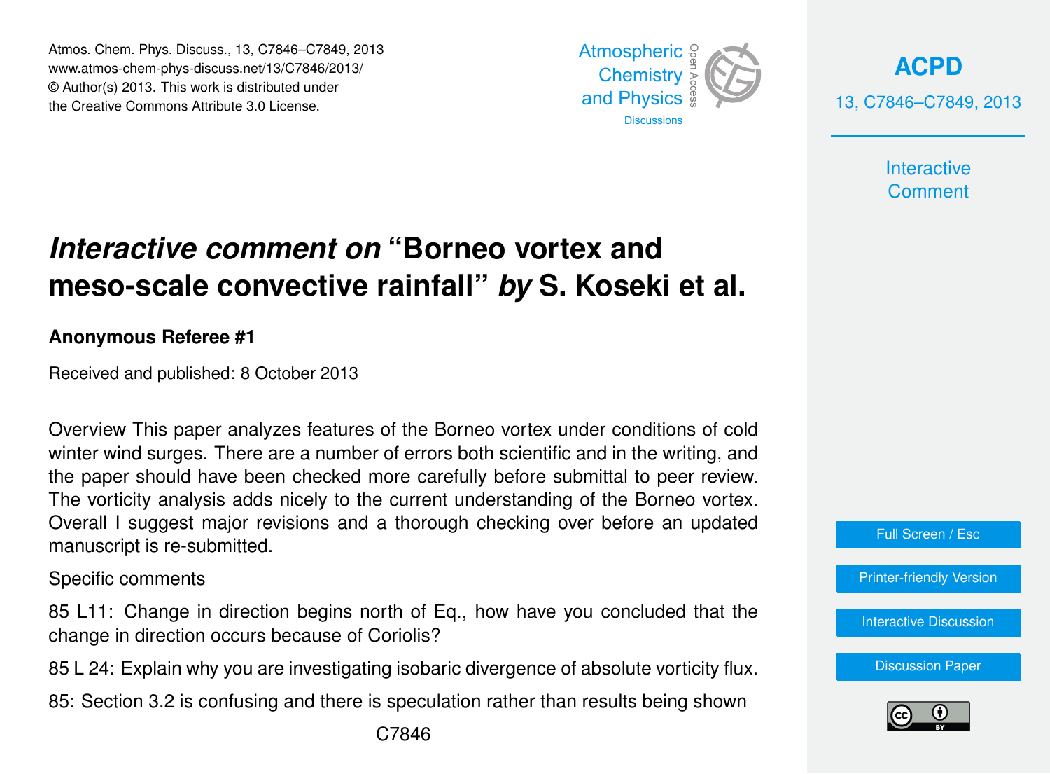# *Interactive comment on* "Borneo vortex and meso-scale convective rainfall" *by* S. Koseki et al.

**Anonymous Referee #1**

Received and published: 8 October 2013

Overview This paper analyzes features of the Borneo vortex under conditions of cold winter wind surges. There are a number of errors both scientific and in the writing, and the paper should have been checked more carefully before submittal to peer review. The vorticity analysis adds nicely to the current understanding of the Borneo vortex. Overall I suggest major revisions and a thorough checking over before an updated manuscript is re-submitted.

Specific comments

85 L11: Change in direction begins north of Eq., how have you concluded that the change in direction occurs because of Coriolis?

85 L 24: Explain why you are investigating isobaric divergence of absolute vorticity flux.

85: Section 3.2 is confusing and there is speculation rather than results being shown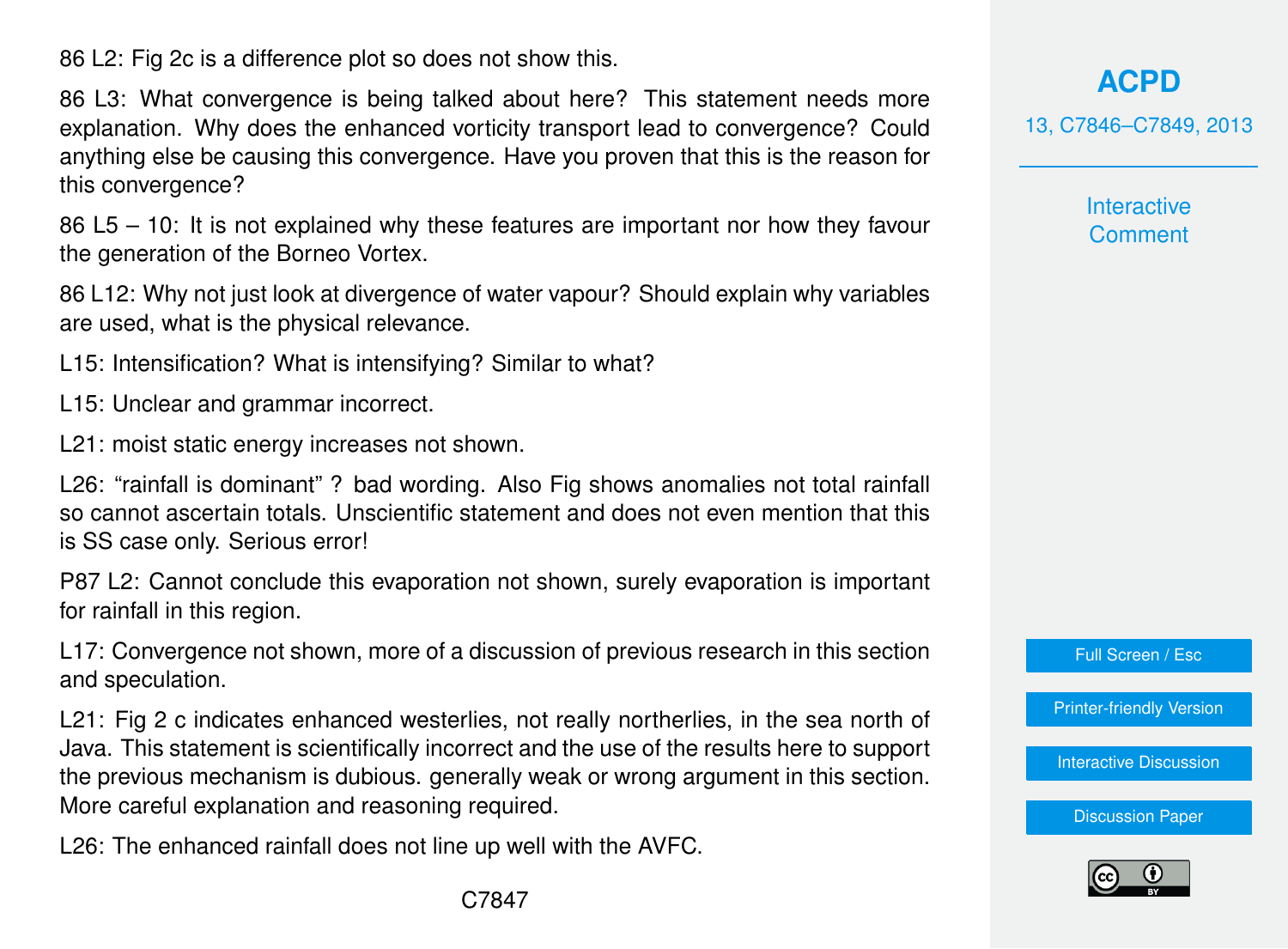86 L2: Fig 2c is a difference plot so does not show this.

86 L3: What convergence is being talked about here? This statement needs more explanation. Why does the enhanced vorticity transport lead to convergence? Could anything else be causing this convergence. Have you proven that this is the reason for this convergence?

86 L5 – 10: It is not explained why these features are important nor how they favour the generation of the Borneo Vortex.

86 L12: Why not just look at divergence of water vapour? Should explain why variables are used, what is the physical relevance.

L15: Intensification? What is intensifying? Similar to what?

L15: Unclear and grammar incorrect.

L21: moist static energy increases not shown.

L26: "rainfall is dominant" ? bad wording. Also Fig shows anomalies not total rainfall so cannot ascertain totals. Unscientific statement and does not even mention that this is SS case only. Serious error!

P87 L2: Cannot conclude this evaporation not shown, surely evaporation is important for rainfall in this region.

L17: Convergence not shown, more of a discussion of previous research in this section and speculation.

L21: Fig 2 c indicates enhanced westerlies, not really northerlies, in the sea north of Java. This statement is scientifically incorrect and the use of the results here to support the previous mechanism is dubious. generally weak or wrong argument in this section. More careful explanation and reasoning required.

L26: The enhanced rainfall does not line up well with the AVFC.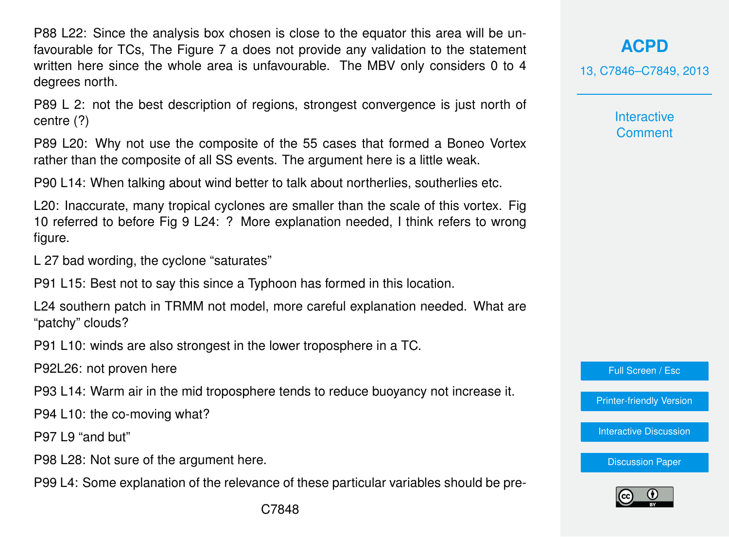P88 L22: Since the analysis box chosen is close to the equator this area will be unfavourable for TCs, The Figure 7 a does not provide any validation to the statement written here since the whole area is unfavourable. The MBV only considers 0 to 4 degrees north.

P89 L 2: not the best description of regions, strongest convergence is just north of centre (?)

P89 L20: Why not use the composite of the 55 cases that formed a Boneo Vortex rather than the composite of all SS events. The argument here is a little weak.

P90 L14: When talking about wind better to talk about northerlies, southerlies etc.

L20: Inaccurate, many tropical cyclones are smaller than the scale of this vortex. Fig 10 referred to before Fig 9 L24: ? More explanation needed, I think refers to wrong figure.

L 27 bad wording, the cyclone "saturates"

P91 L15: Best not to say this since a Typhoon has formed in this location.

L24 southern patch in TRMM not model, more careful explanation needed. What are "patchy" clouds?

P91 L10: winds are also strongest in the lower troposphere in a TC.

P92L26: not proven here

P93 L14: Warm air in the mid troposphere tends to reduce buoyancy not increase it.

P94 L10: the co-moving what?

P97 L9 "and but"

P98 L28: Not sure of the argument here.

P99 L4: Some explanation of the relevance of these particular variables should be pre-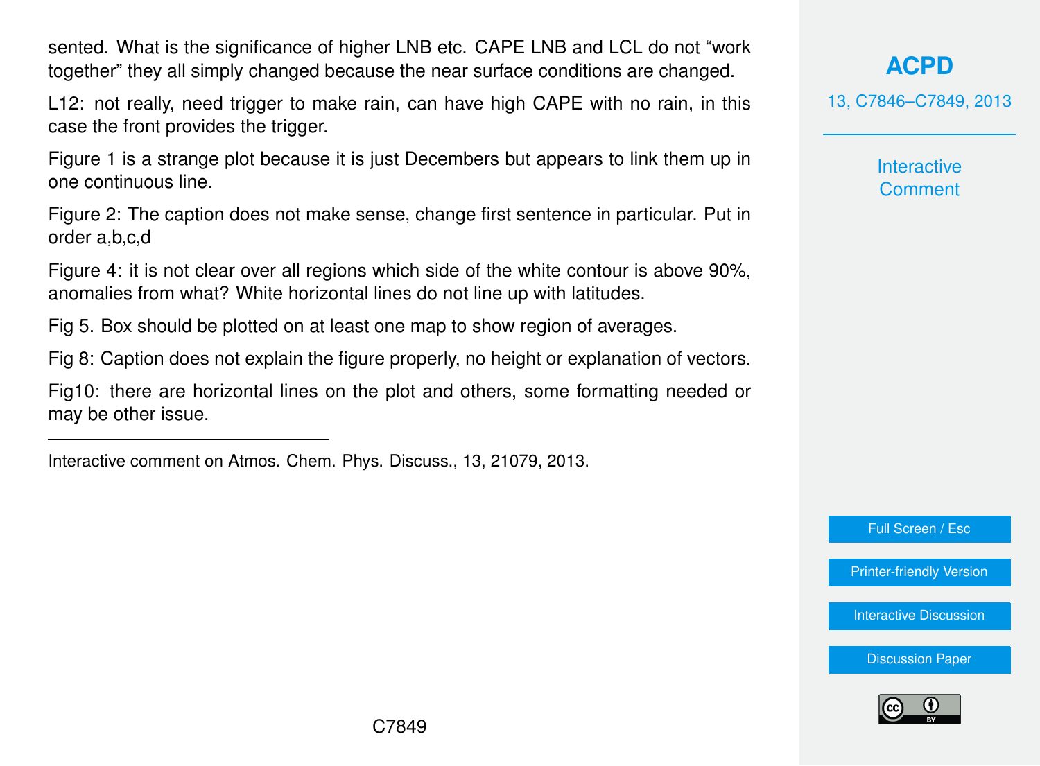sented. What is the significance of higher LNB etc. CAPE LNB and LCL do not “work together” they all simply changed because the near surface conditions are changed.

L12: not really, need trigger to make rain, can have high CAPE with no rain, in this case the front provides the trigger.

Figure 1 is a strange plot because it is just Decembers but appears to link them up in one continuous line.

Figure 2: The caption does not make sense, change first sentence in particular. Put in order a,b,c,d

Figure 4: it is not clear over all regions which side of the white contour is above 90%, anomalies from what? White horizontal lines do not line up with latitudes.

Fig 5. Box should be plotted on at least one map to show region of averages.

Fig 8: Caption does not explain the figure properly, no height or explanation of vectors.

Fig10: there are horizontal lines on the plot and others, some formatting needed or may be other issue.

---

Interactive comment on Atmos. Chem. Phys. Discuss., 13, 21079, 2013.